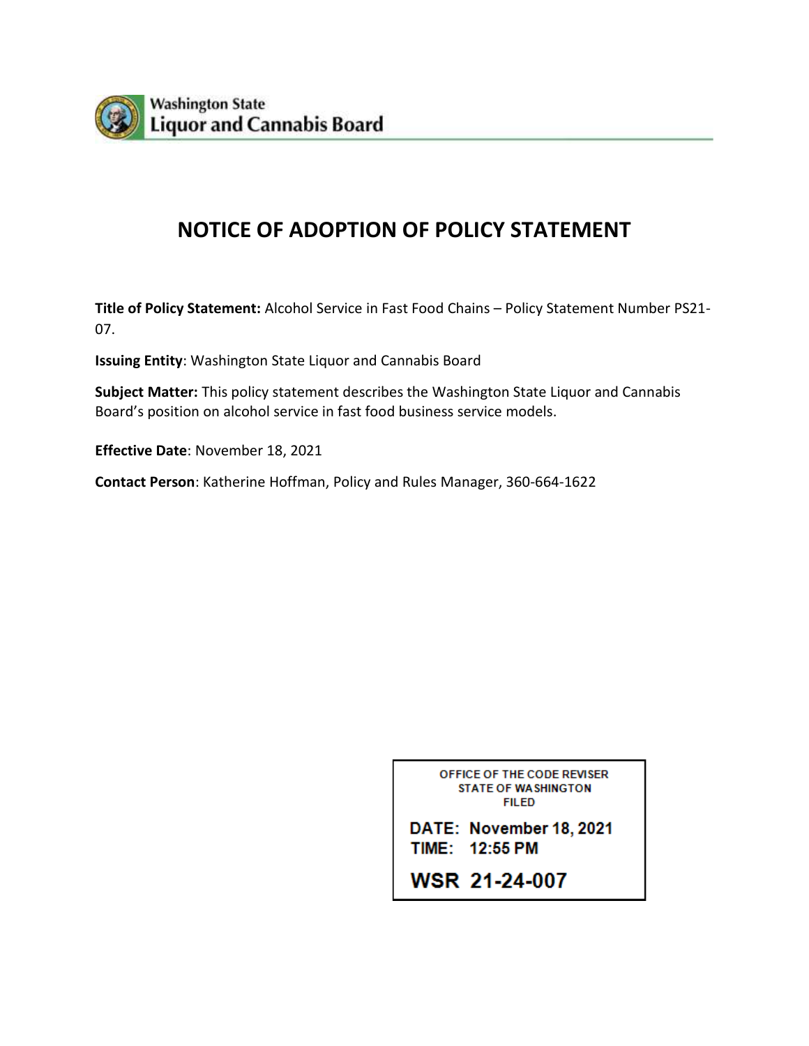Washington State
Liquor and Cannabis Board

# NOTICE OF ADOPTION OF POLICY STATEMENT

**Title of Policy Statement:** Alcohol Service in Fast Food Chains – Policy Statement Number PS21-07.

**Issuing Entity**: Washington State Liquor and Cannabis Board

**Subject Matter:** This policy statement describes the Washington State Liquor and Cannabis Board's position on alcohol service in fast food business service models.

**Effective Date**: November 18, 2021

**Contact Person**: Katherine Hoffman, Policy and Rules Manager, 360-664-1622

OFFICE OF THE CODE REVISER
STATE OF WASHINGTON
FILED

DATE: November 18, 2021
TIME: 12:55 PM

WSR 21-24-007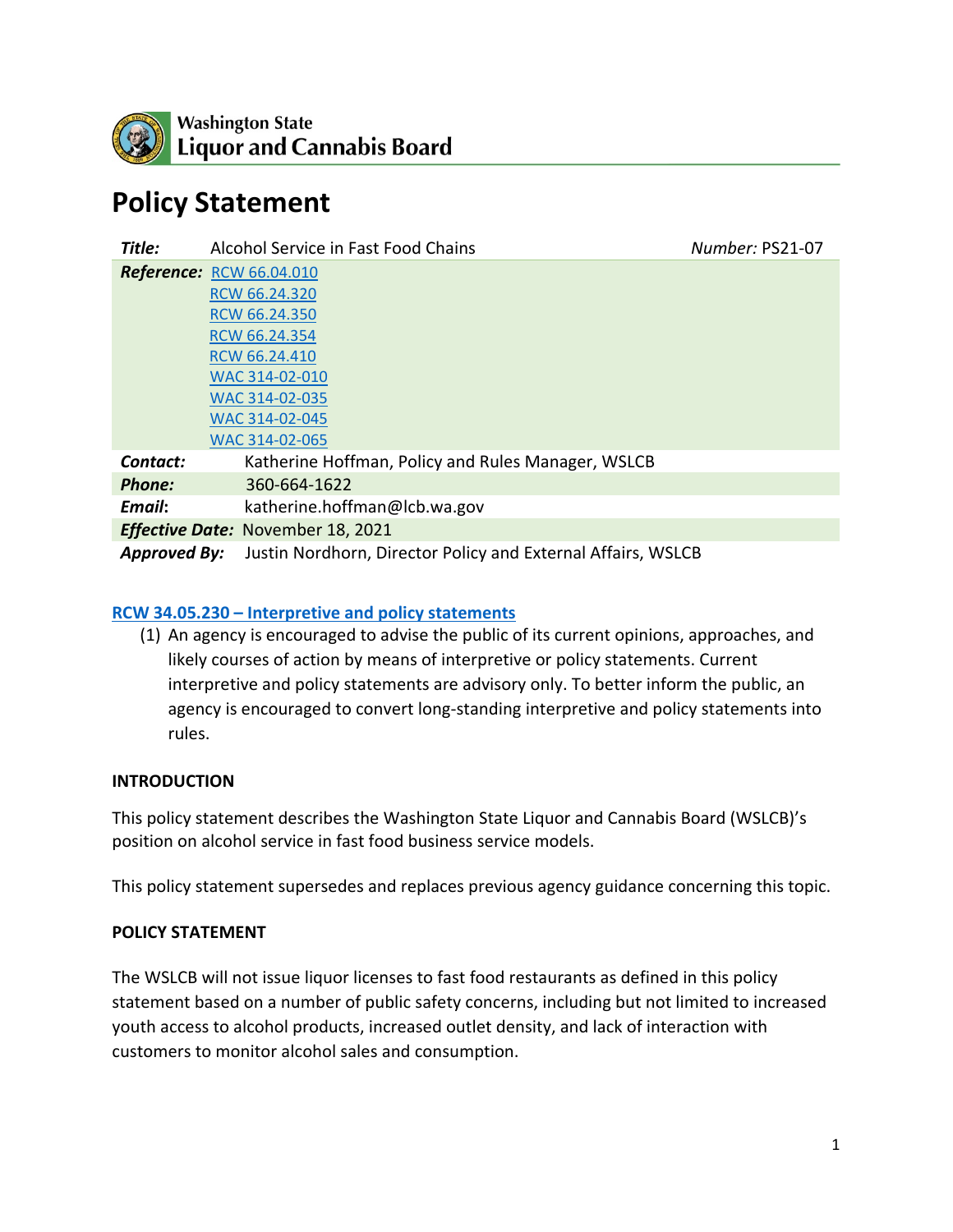Washington State
Liquor and Cannabis Board

# Policy Statement

| | | |
|---|---|---|
| ***Title:*** | Alcohol Service in Fast Food Chains | *Number:* PS21-07 |
| ***Reference:*** | RCW 66.04.010<br>RCW 66.24.320<br>RCW 66.24.350<br>RCW 66.24.354<br>RCW 66.24.410<br>WAC 314-02-010<br>WAC 314-02-035<br>WAC 314-02-045<br>WAC 314-02-065 | |
| ***Contact:*** | Katherine Hoffman, Policy and Rules Manager, WSLCB | |
| ***Phone:*** | 360-664-1622 | |
| ***Email:*** | katherine.hoffman@lcb.wa.gov | |
| ***Effective Date:*** | November 18, 2021 | |
| ***Approved By:*** | Justin Nordhorn, Director Policy and External Affairs, WSLCB | |

**RCW 34.05.230 – Interpretive and policy statements**

(1) An agency is encouraged to advise the public of its current opinions, approaches, and likely courses of action by means of interpretive or policy statements. Current interpretive and policy statements are advisory only. To better inform the public, an agency is encouraged to convert long-standing interpretive and policy statements into rules.

**INTRODUCTION**

This policy statement describes the Washington State Liquor and Cannabis Board (WSLCB)'s position on alcohol service in fast food business service models.

This policy statement supersedes and replaces previous agency guidance concerning this topic.

**POLICY STATEMENT**

The WSLCB will not issue liquor licenses to fast food restaurants as defined in this policy statement based on a number of public safety concerns, including but not limited to increased youth access to alcohol products, increased outlet density, and lack of interaction with customers to monitor alcohol sales and consumption.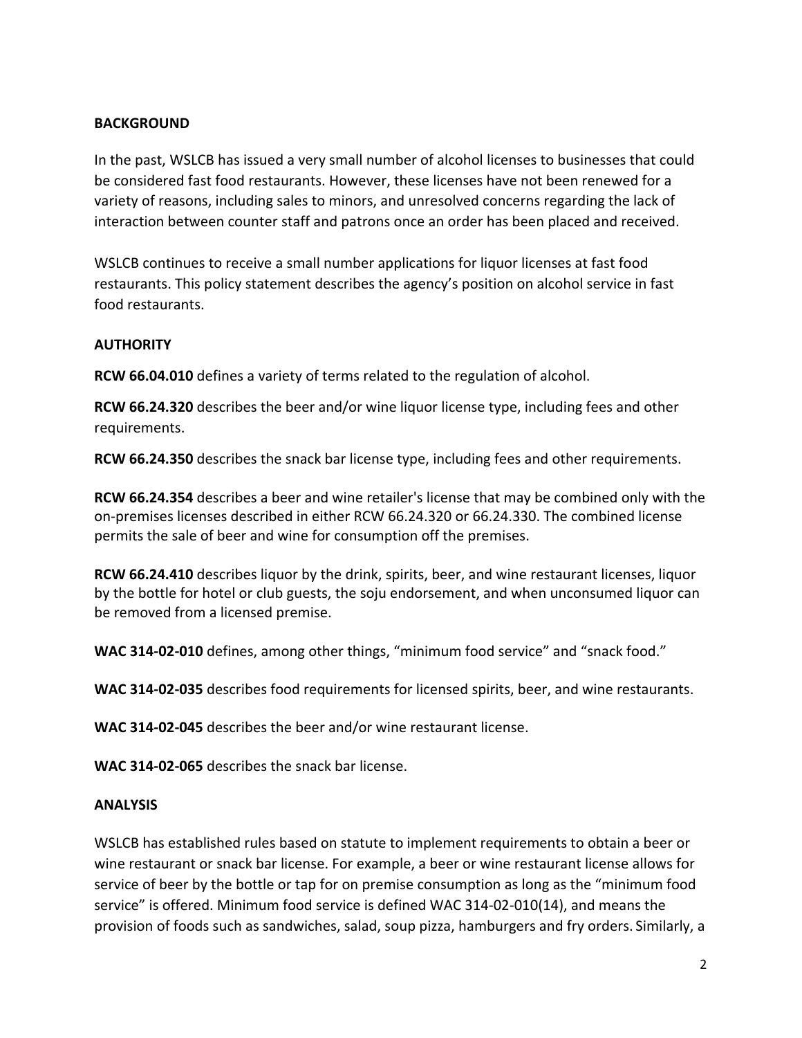## BACKGROUND

In the past, WSLCB has issued a very small number of alcohol licenses to businesses that could be considered fast food restaurants. However, these licenses have not been renewed for a variety of reasons, including sales to minors, and unresolved concerns regarding the lack of interaction between counter staff and patrons once an order has been placed and received.

WSLCB continues to receive a small number applications for liquor licenses at fast food restaurants. This policy statement describes the agency's position on alcohol service in fast food restaurants.

## AUTHORITY

**RCW 66.04.010** defines a variety of terms related to the regulation of alcohol.

**RCW 66.24.320** describes the beer and/or wine liquor license type, including fees and other requirements.

**RCW 66.24.350** describes the snack bar license type, including fees and other requirements.

**RCW 66.24.354** describes a beer and wine retailer's license that may be combined only with the on-premises licenses described in either RCW 66.24.320 or 66.24.330. The combined license permits the sale of beer and wine for consumption off the premises.

**RCW 66.24.410** describes liquor by the drink, spirits, beer, and wine restaurant licenses, liquor by the bottle for hotel or club guests, the soju endorsement, and when unconsumed liquor can be removed from a licensed premise.

**WAC 314-02-010** defines, among other things, "minimum food service" and "snack food."

**WAC 314-02-035** describes food requirements for licensed spirits, beer, and wine restaurants.

**WAC 314-02-045** describes the beer and/or wine restaurant license.

**WAC 314-02-065** describes the snack bar license.

## ANALYSIS

WSLCB has established rules based on statute to implement requirements to obtain a beer or wine restaurant or snack bar license. For example, a beer or wine restaurant license allows for service of beer by the bottle or tap for on premise consumption as long as the "minimum food service" is offered. Minimum food service is defined WAC 314-02-010(14), and means the provision of foods such as sandwiches, salad, soup pizza, hamburgers and fry orders. Similarly, a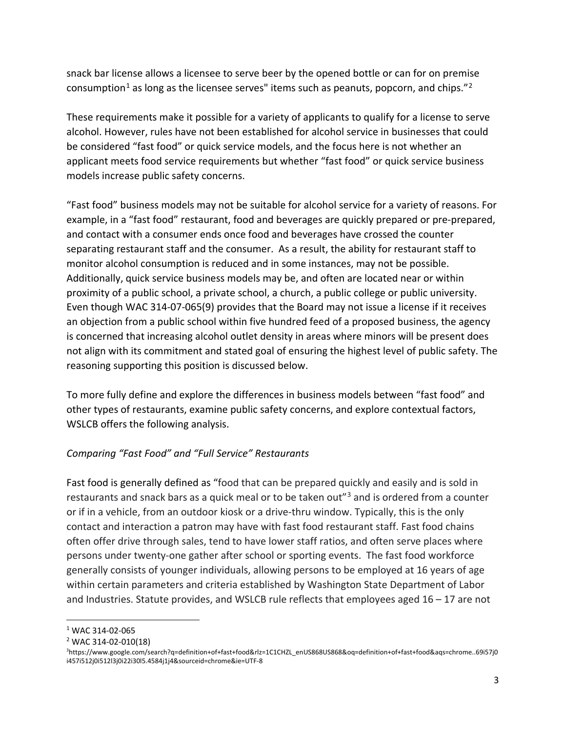snack bar license allows a licensee to serve beer by the opened bottle or can for on premise consumption[1] as long as the licensee serves" items such as peanuts, popcorn, and chips."[2]

These requirements make it possible for a variety of applicants to qualify for a license to serve alcohol. However, rules have not been established for alcohol service in businesses that could be considered "fast food" or quick service models, and the focus here is not whether an applicant meets food service requirements but whether "fast food" or quick service business models increase public safety concerns.

"Fast food" business models may not be suitable for alcohol service for a variety of reasons. For example, in a "fast food" restaurant, food and beverages are quickly prepared or pre-prepared, and contact with a consumer ends once food and beverages have crossed the counter separating restaurant staff and the consumer. As a result, the ability for restaurant staff to monitor alcohol consumption is reduced and in some instances, may not be possible. Additionally, quick service business models may be, and often are located near or within proximity of a public school, a private school, a church, a public college or public university. Even though WAC 314-07-065(9) provides that the Board may not issue a license if it receives an objection from a public school within five hundred feed of a proposed business, the agency is concerned that increasing alcohol outlet density in areas where minors will be present does not align with its commitment and stated goal of ensuring the highest level of public safety. The reasoning supporting this position is discussed below.

To more fully define and explore the differences in business models between "fast food" and other types of restaurants, examine public safety concerns, and explore contextual factors, WSLCB offers the following analysis.

*Comparing "Fast Food" and "Full Service" Restaurants*

Fast food is generally defined as "food that can be prepared quickly and easily and is sold in restaurants and snack bars as a quick meal or to be taken out"[3] and is ordered from a counter or if in a vehicle, from an outdoor kiosk or a drive-thru window. Typically, this is the only contact and interaction a patron may have with fast food restaurant staff. Fast food chains often offer drive through sales, tend to have lower staff ratios, and often serve places where persons under twenty-one gather after school or sporting events. The fast food workforce generally consists of younger individuals, allowing persons to be employed at 16 years of age within certain parameters and criteria established by Washington State Department of Labor and Industries. Statute provides, and WSLCB rule reflects that employees aged 16 – 17 are not

---

[1] WAC 314-02-065

[2] WAC 314-02-010(18)

[3] https://www.google.com/search?q=definition+of+fast+food&rlz=1C1CHZL_enUS868US868&oq=definition+of+fast+food&aqs=chrome..69i57j0i457i512j0i512l3j0i22i30l5.4584j1j4&sourceid=chrome&ie=UTF-8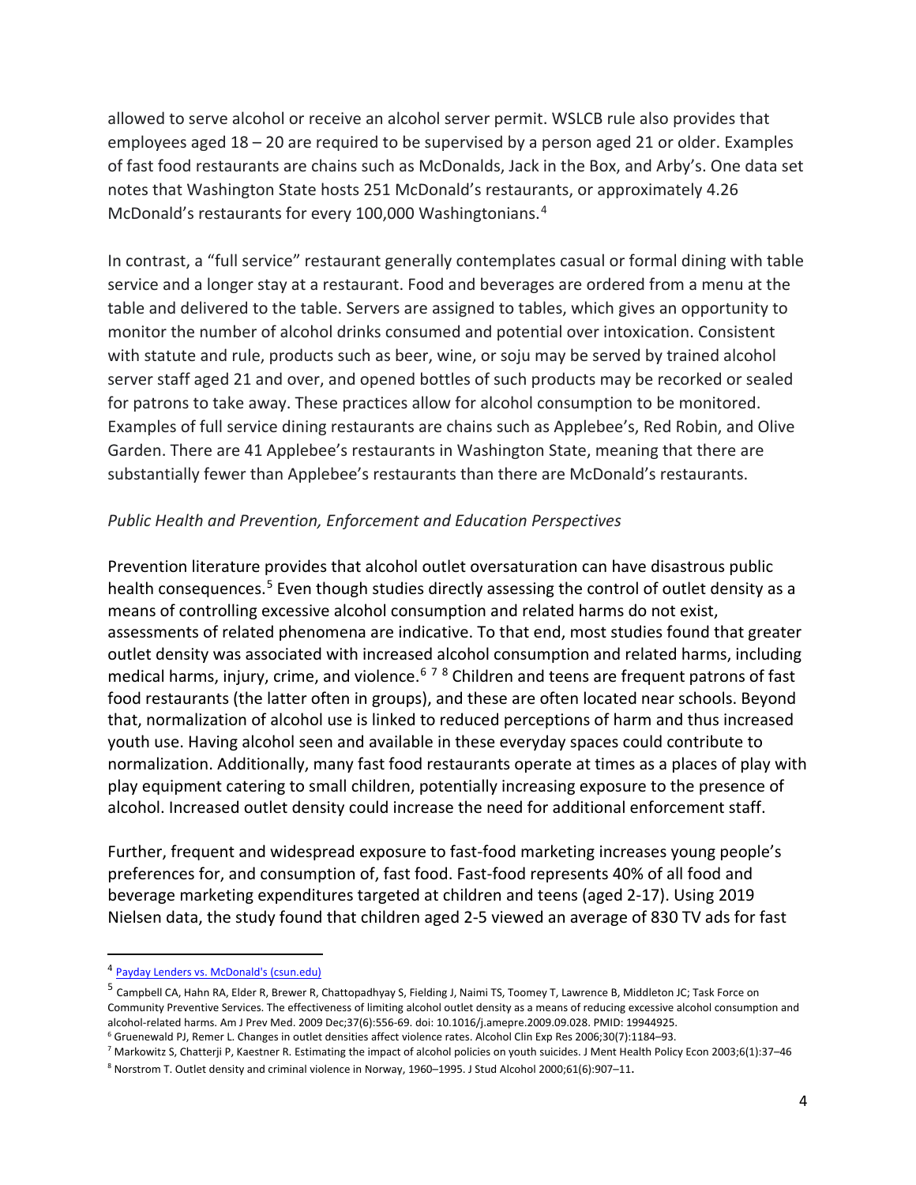allowed to serve alcohol or receive an alcohol server permit. WSLCB rule also provides that employees aged 18 – 20 are required to be supervised by a person aged 21 or older. Examples of fast food restaurants are chains such as McDonalds, Jack in the Box, and Arby's. One data set notes that Washington State hosts 251 McDonald's restaurants, or approximately 4.26 McDonald's restaurants for every 100,000 Washingtonians.[4]

In contrast, a "full service" restaurant generally contemplates casual or formal dining with table service and a longer stay at a restaurant. Food and beverages are ordered from a menu at the table and delivered to the table. Servers are assigned to tables, which gives an opportunity to monitor the number of alcohol drinks consumed and potential over intoxication. Consistent with statute and rule, products such as beer, wine, or soju may be served by trained alcohol server staff aged 21 and over, and opened bottles of such products may be recorked or sealed for patrons to take away. These practices allow for alcohol consumption to be monitored. Examples of full service dining restaurants are chains such as Applebee's, Red Robin, and Olive Garden. There are 41 Applebee's restaurants in Washington State, meaning that there are substantially fewer than Applebee's restaurants than there are McDonald's restaurants.

*Public Health and Prevention, Enforcement and Education Perspectives*

Prevention literature provides that alcohol outlet oversaturation can have disastrous public health consequences.[5] Even though studies directly assessing the control of outlet density as a means of controlling excessive alcohol consumption and related harms do not exist, assessments of related phenomena are indicative. To that end, most studies found that greater outlet density was associated with increased alcohol consumption and related harms, including medical harms, injury, crime, and violence.[6] [7] [8] Children and teens are frequent patrons of fast food restaurants (the latter often in groups), and these are often located near schools. Beyond that, normalization of alcohol use is linked to reduced perceptions of harm and thus increased youth use. Having alcohol seen and available in these everyday spaces could contribute to normalization. Additionally, many fast food restaurants operate at times as a places of play with play equipment catering to small children, potentially increasing exposure to the presence of alcohol. Increased outlet density could increase the need for additional enforcement staff.

Further, frequent and widespread exposure to fast-food marketing increases young people's preferences for, and consumption of, fast food. Fast-food represents 40% of all food and beverage marketing expenditures targeted at children and teens (aged 2-17). Using 2019 Nielsen data, the study found that children aged 2-5 viewed an average of 830 TV ads for fast

---

[4] [Payday Lenders vs. McDonald's (csun.edu)](csun.edu)

[5] Campbell CA, Hahn RA, Elder R, Brewer R, Chattopadhyay S, Fielding J, Naimi TS, Toomey T, Lawrence B, Middleton JC; Task Force on Community Preventive Services. The effectiveness of limiting alcohol outlet density as a means of reducing excessive alcohol consumption and alcohol-related harms. Am J Prev Med. 2009 Dec;37(6):556-69. doi: 10.1016/j.amepre.2009.09.028. PMID: 19944925.

[6] Gruenewald PJ, Remer L. Changes in outlet densities affect violence rates. Alcohol Clin Exp Res 2006;30(7):1184–93.

[7] Markowitz S, Chatterji P, Kaestner R. Estimating the impact of alcohol policies on youth suicides. J Ment Health Policy Econ 2003;6(1):37–46

[8] Norstrom T. Outlet density and criminal violence in Norway, 1960–1995. J Stud Alcohol 2000;61(6):907–11.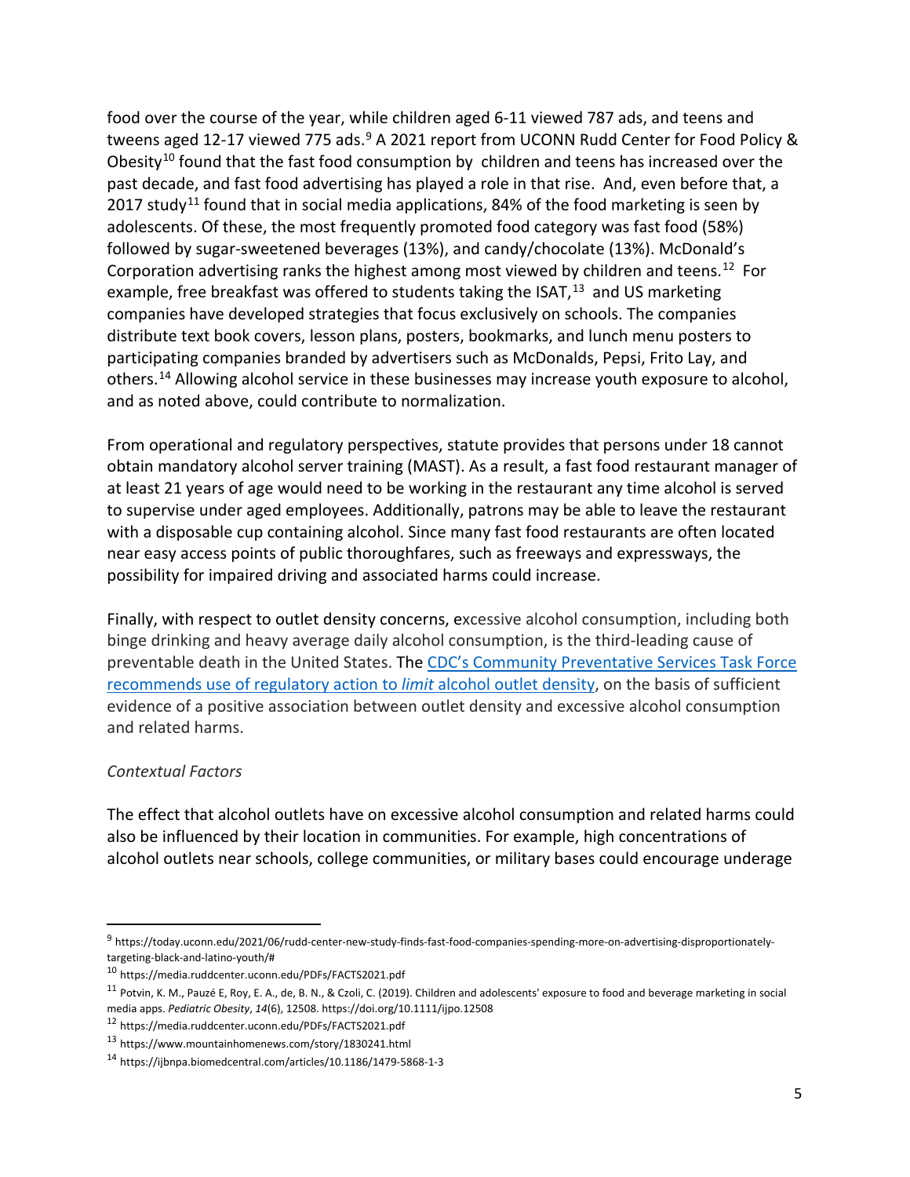food over the course of the year, while children aged 6-11 viewed 787 ads, and teens and tweens aged 12-17 viewed 775 ads.[9] A 2021 report from UCONN Rudd Center for Food Policy & Obesity[10] found that the fast food consumption by children and teens has increased over the past decade, and fast food advertising has played a role in that rise. And, even before that, a 2017 study[11] found that in social media applications, 84% of the food marketing is seen by adolescents. Of these, the most frequently promoted food category was fast food (58%) followed by sugar-sweetened beverages (13%), and candy/chocolate (13%). McDonald's Corporation advertising ranks the highest among most viewed by children and teens.[12] For example, free breakfast was offered to students taking the ISAT,[13] and US marketing companies have developed strategies that focus exclusively on schools. The companies distribute text book covers, lesson plans, posters, bookmarks, and lunch menu posters to participating companies branded by advertisers such as McDonalds, Pepsi, Frito Lay, and others.[14] Allowing alcohol service in these businesses may increase youth exposure to alcohol, and as noted above, could contribute to normalization.

From operational and regulatory perspectives, statute provides that persons under 18 cannot obtain mandatory alcohol server training (MAST). As a result, a fast food restaurant manager of at least 21 years of age would need to be working in the restaurant any time alcohol is served to supervise under aged employees. Additionally, patrons may be able to leave the restaurant with a disposable cup containing alcohol. Since many fast food restaurants are often located near easy access points of public thoroughfares, such as freeways and expressways, the possibility for impaired driving and associated harms could increase.

Finally, with respect to outlet density concerns, excessive alcohol consumption, including both binge drinking and heavy average daily alcohol consumption, is the third-leading cause of preventable death in the United States. The [CDC's Community Preventative Services Task Force recommends use of regulatory action to *limit* alcohol outlet density](), on the basis of sufficient evidence of a positive association between outlet density and excessive alcohol consumption and related harms.

*Contextual Factors*

The effect that alcohol outlets have on excessive alcohol consumption and related harms could also be influenced by their location in communities. For example, high concentrations of alcohol outlets near schools, college communities, or military bases could encourage underage

---

[9] https://today.uconn.edu/2021/06/rudd-center-new-study-finds-fast-food-companies-spending-more-on-advertising-disproportionately-targeting-black-and-latino-youth/#

[10] https://media.ruddcenter.uconn.edu/PDFs/FACTS2021.pdf

[11] Potvin, K. M., Pauzé E, Roy, E. A., de, B. N., & Czoli, C. (2019). Children and adolescents' exposure to food and beverage marketing in social media apps. *Pediatric Obesity*, *14*(6), 12508. https://doi.org/10.1111/ijpo.12508

[12] https://media.ruddcenter.uconn.edu/PDFs/FACTS2021.pdf

[13] https://www.mountainhomenews.com/story/1830241.html

[14] https://ijbnpa.biomedcentral.com/articles/10.1186/1479-5868-1-3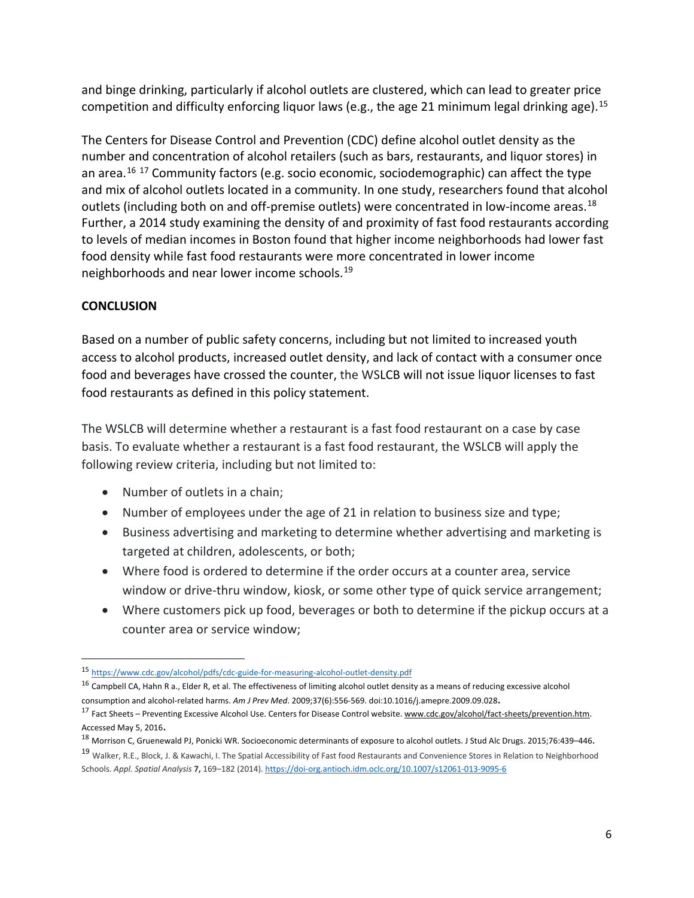and binge drinking, particularly if alcohol outlets are clustered, which can lead to greater price competition and difficulty enforcing liquor laws (e.g., the age 21 minimum legal drinking age).[15]

The Centers for Disease Control and Prevention (CDC) define alcohol outlet density as the number and concentration of alcohol retailers (such as bars, restaurants, and liquor stores) in an area.[16] [17] Community factors (e.g. socio economic, sociodemographic) can affect the type and mix of alcohol outlets located in a community. In one study, researchers found that alcohol outlets (including both on and off-premise outlets) were concentrated in low-income areas.[18] Further, a 2014 study examining the density of and proximity of fast food restaurants according to levels of median incomes in Boston found that higher income neighborhoods had lower fast food density while fast food restaurants were more concentrated in lower income neighborhoods and near lower income schools.[19]

**CONCLUSION**

Based on a number of public safety concerns, including but not limited to increased youth access to alcohol products, increased outlet density, and lack of contact with a consumer once food and beverages have crossed the counter, the WSLCB will not issue liquor licenses to fast food restaurants as defined in this policy statement.

The WSLCB will determine whether a restaurant is a fast food restaurant on a case by case basis. To evaluate whether a restaurant is a fast food restaurant, the WSLCB will apply the following review criteria, including but not limited to:

- Number of outlets in a chain;
- Number of employees under the age of 21 in relation to business size and type;
- Business advertising and marketing to determine whether advertising and marketing is targeted at children, adolescents, or both;
- Where food is ordered to determine if the order occurs at a counter area, service window or drive-thru window, kiosk, or some other type of quick service arrangement;
- Where customers pick up food, beverages or both to determine if the pickup occurs at a counter area or service window;

---

[15] https://www.cdc.gov/alcohol/pdfs/cdc-guide-for-measuring-alcohol-outlet-density.pdf

[16] Campbell CA, Hahn R a., Elder R, et al. The effectiveness of limiting alcohol outlet density as a means of reducing excessive alcohol consumption and alcohol-related harms. *Am J Prev Med*. 2009;37(6):556-569. doi:10.1016/j.amepre.2009.09.028.

[17] Fact Sheets – Preventing Excessive Alcohol Use. Centers for Disease Control website. www.cdc.gov/alcohol/fact-sheets/prevention.htm. Accessed May 5, 2016.

[18] Morrison C, Gruenewald PJ, Ponicki WR. Socioeconomic determinants of exposure to alcohol outlets. J Stud Alc Drugs. 2015;76:439–446.

[19] Walker, R.E., Block, J. & Kawachi, I. The Spatial Accessibility of Fast food Restaurants and Convenience Stores in Relation to Neighborhood Schools. *Appl. Spatial Analysis* **7**, 169–182 (2014). https://doi-org.antioch.idm.oclc.org/10.1007/s12061-013-9095-6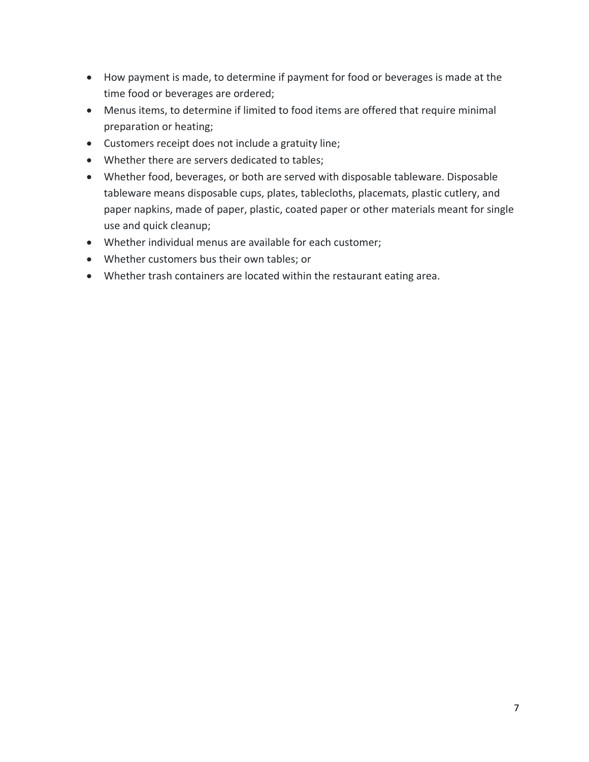- How payment is made, to determine if payment for food or beverages is made at the time food or beverages are ordered;
- Menus items, to determine if limited to food items are offered that require minimal preparation or heating;
- Customers receipt does not include a gratuity line;
- Whether there are servers dedicated to tables;
- Whether food, beverages, or both are served with disposable tableware. Disposable tableware means disposable cups, plates, tablecloths, placemats, plastic cutlery, and paper napkins, made of paper, plastic, coated paper or other materials meant for single use and quick cleanup;
- Whether individual menus are available for each customer;
- Whether customers bus their own tables; or
- Whether trash containers are located within the restaurant eating area.